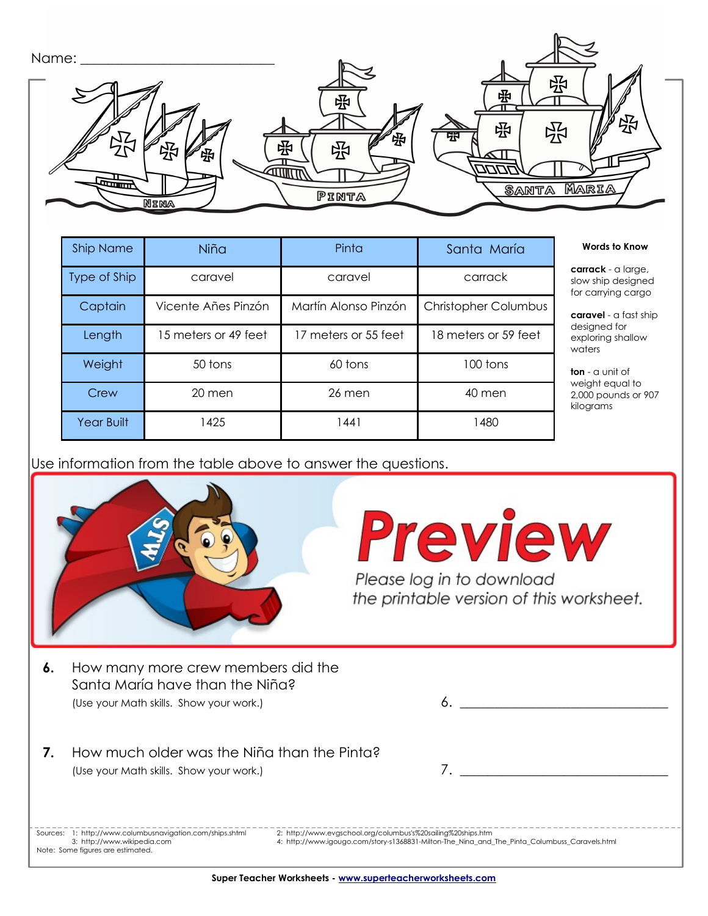Name: ___________________________

| Ship Name | Niña | Pinta | Santa María |
|---|---|---|---|
| Type of Ship | caravel | caravel | carrack |
| Captain | Vicente Añes Pinzón | Martín Alonso Pinzón | Christopher Columbus |
| Length | 15 meters or 49 feet | 17 meters or 55 feet | 18 meters or 59 feet |
| Weight | 50 tons | 60 tons | 100 tons |
| Crew | 20 men | 26 men | 40 men |
| Year Built | 1425 | 1441 | 1480 |

**Words to Know**

**carrack** - a large, slow ship designed for carrying cargo

**caravel** - a fast ship designed for exploring shallow waters

**ton** - a unit of weight equal to 2,000 pounds or 907 kilograms

Use information from the table above to answer the questions.

**Preview**

*Please log in to download the printable version of this worksheet.*

**6.** How many more crew members did the Santa María have than the Niña?
(Use your Math skills. Show your work.)

6. ______________________________

**7.** How much older was the Niña than the Pinta?
(Use your Math skills. Show your work.)

7. ______________________________

Sources: 1: http://www.columbusnavigation.com/ships.shtml
2: http://www.evgschool.org/columbus's%20sailing%20ships.htm
3: http://www.wikipedia.com
4: http://www.igougo.com/story-s1368831-Milton-The_Nina_and_The_Pinta_Columbuss_Caravels.html
Note: Some figures are estimated.

Super Teacher Worksheets - www.superteacherworksheets.com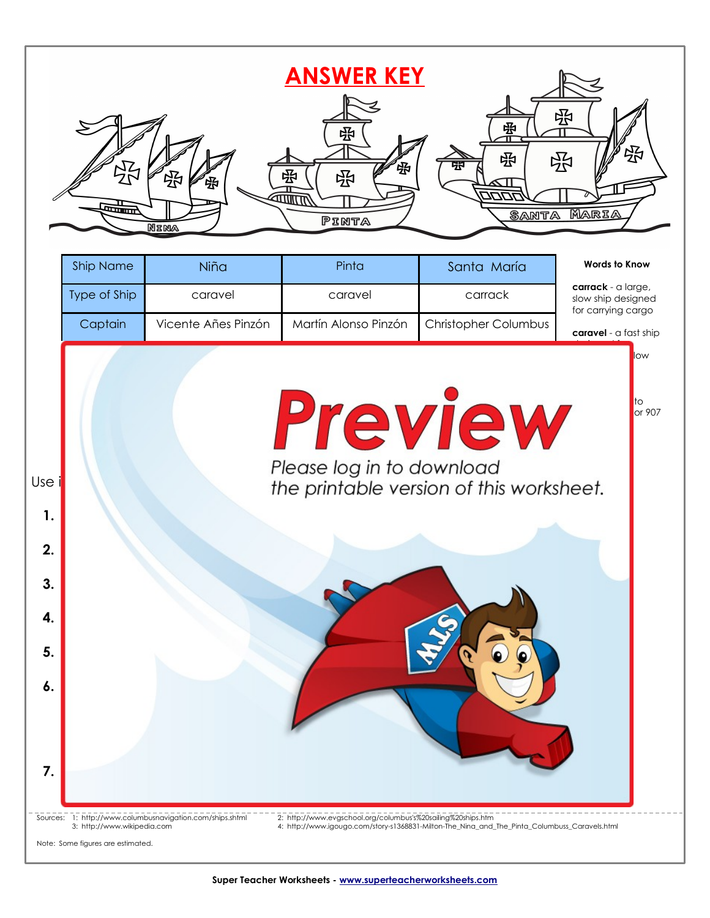# ANSWER KEY

| Ship Name | Niña | Pinta | Santa María |
|---|---|---|---|
| Type of Ship | caravel | caravel | carrack |
| Captain | Vicente Añes Pinzón | Martín Alonso Pinzón | Christopher Columbus |

**Words to Know**

**carrack** - a large, slow ship designed for carrying cargo

**caravel** - a fast ship

low

to

or 907

Use i

1.

2.

3.

4.

5.

6.

7.

Sources: 1: http://www.columbusnavigation.com/ships.shtml
2: http://www.evgschool.org/columbus's%20sailing%20ships.htm
3: http://www.wikipedia.com
4: http://www.igougo.com/story-s1368831-Milton-The_Nina_and_The_Pinta_Columbuss_Caravels.html

Note: Some figures are estimated.